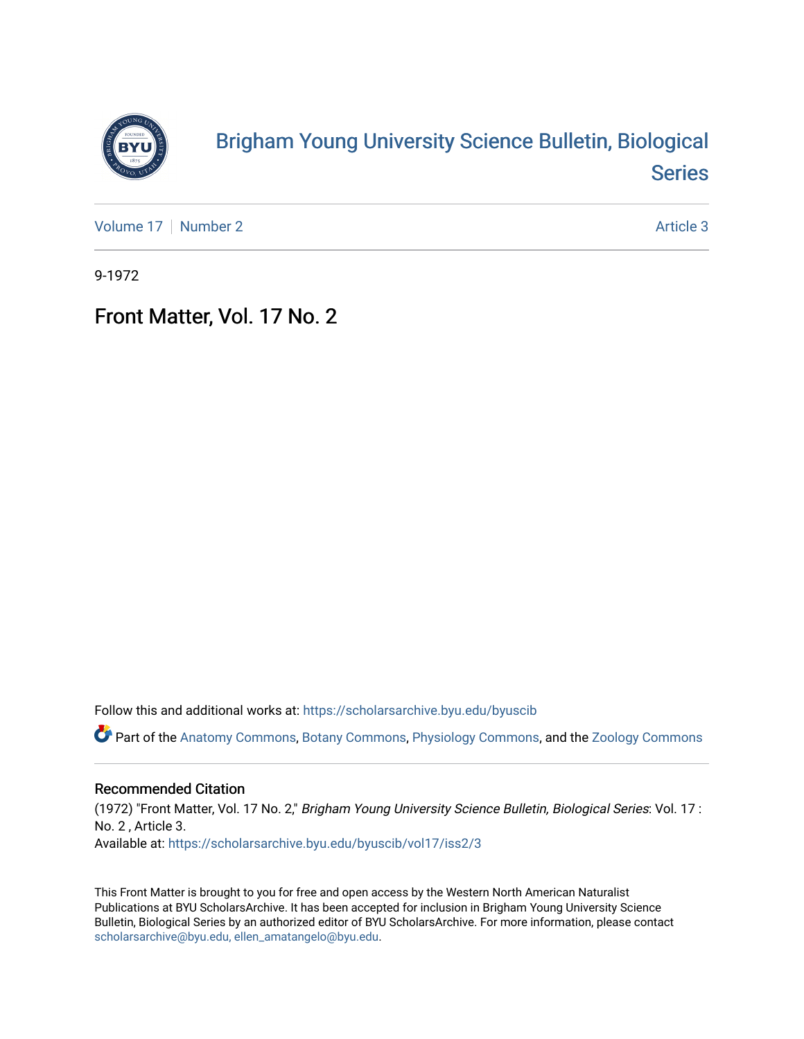# Brigham Young University Science Bulletin, Biological Series

Volume 17 | Number 2 | Article 3

9-1972

## Front Matter, Vol. 17 No. 2

Follow this and additional works at: https://scholarsarchive.byu.edu/byuscib

Part of the Anatomy Commons, Botany Commons, Physiology Commons, and the Zoology Commons

### Recommended Citation

(1972) "Front Matter, Vol. 17 No. 2," *Brigham Young University Science Bulletin, Biological Series*: Vol. 17 : No. 2 , Article 3.
Available at: https://scholarsarchive.byu.edu/byuscib/vol17/iss2/3

This Front Matter is brought to you for free and open access by the Western North American Naturalist Publications at BYU ScholarsArchive. It has been accepted for inclusion in Brigham Young University Science Bulletin, Biological Series by an authorized editor of BYU ScholarsArchive. For more information, please contact scholarsarchive@byu.edu, ellen_amatangelo@byu.edu.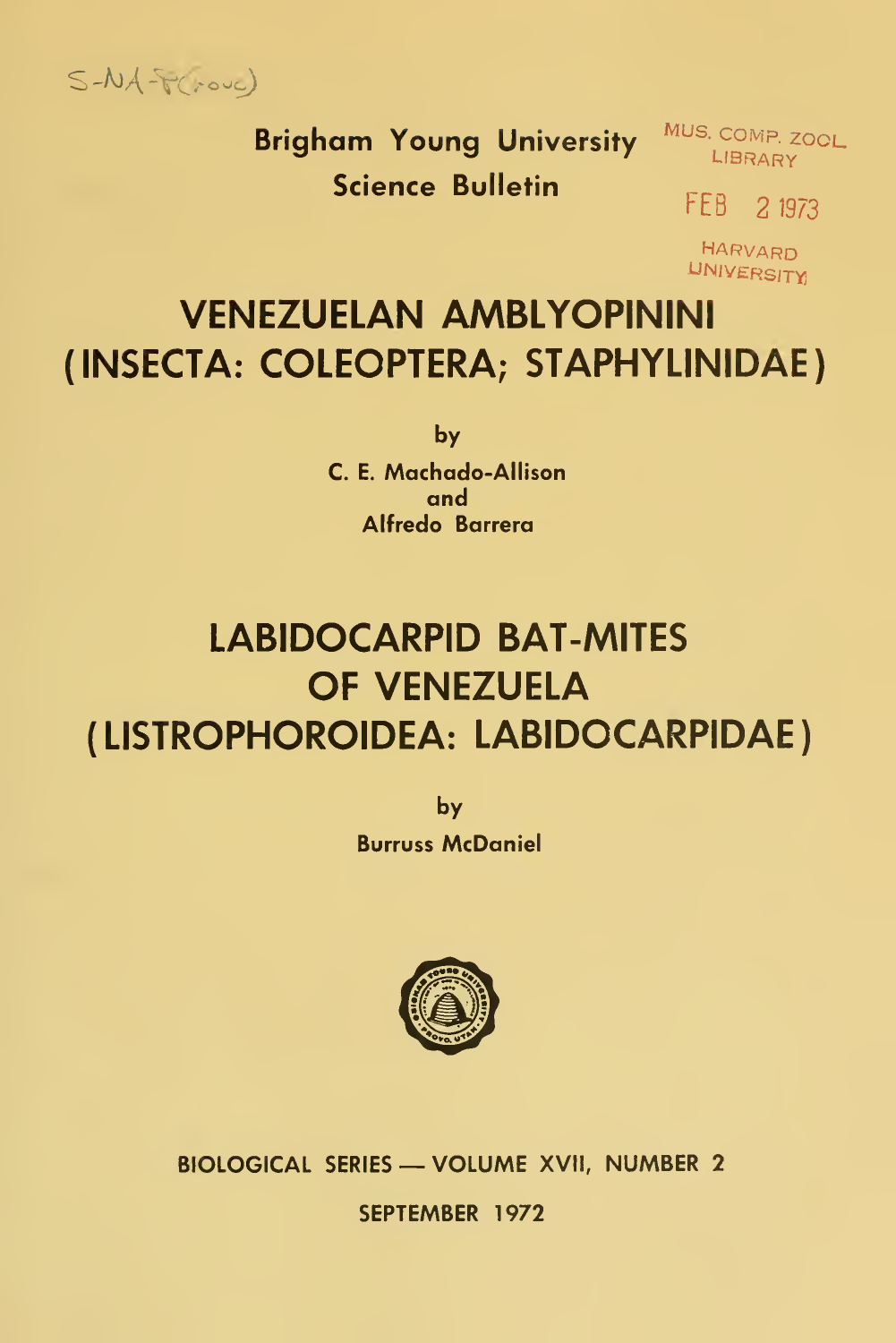S-NA-F(rouc)

**Brigham Young University Science Bulletin**

MUS. COMP. ZOOL. LIBRARY

FEB 2 1973

HARVARD UNIVERSITY

# VENEZUELAN AMBLYOPININI (INSECTA: COLEOPTERA; STAPHYLINIDAE)

by

C. E. Machado-Allison
and
Alfredo Barrera

# LABIDOCARPID BAT-MITES OF VENEZUELA (LISTROPHOROIDEA: LABIDOCARPIDAE)

by

Burruss McDaniel

BIOLOGICAL SERIES — VOLUME XVII, NUMBER 2

SEPTEMBER 1972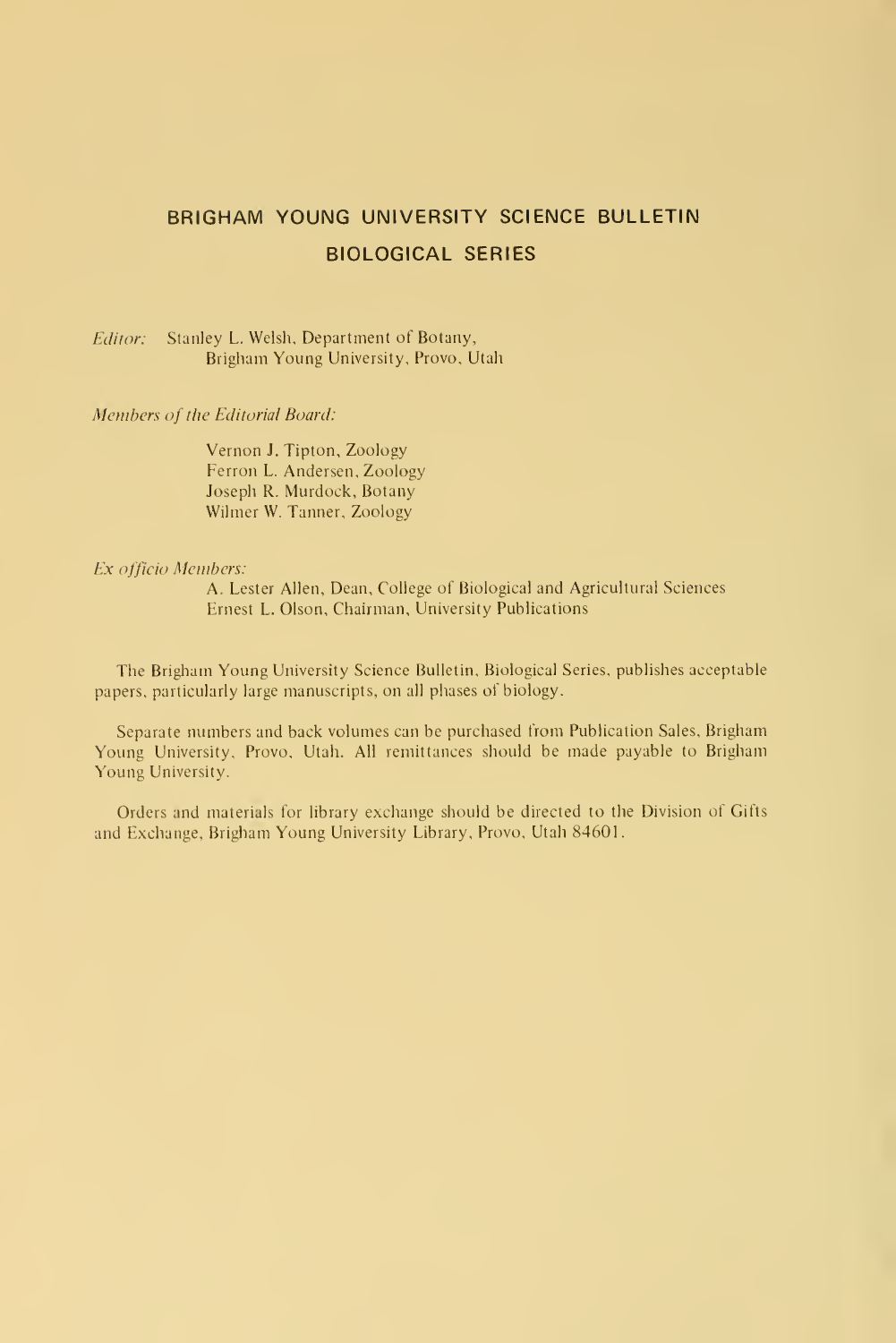# BRIGHAM YOUNG UNIVERSITY SCIENCE BULLETIN

## BIOLOGICAL SERIES

*Editor:* Stanley L. Welsh, Department of Botany,
Brigham Young University, Provo, Utah

*Members of the Editorial Board:*

Vernon J. Tipton, Zoology
Ferron L. Andersen, Zoology
Joseph R. Murdock, Botany
Wilmer W. Tanner, Zoology

*Ex officio Members:*

A. Lester Allen, Dean, College of Biological and Agricultural Sciences
Ernest L. Olson, Chairman, University Publications

The Brigham Young University Science Bulletin, Biological Series, publishes acceptable papers, particularly large manuscripts, on all phases of biology.

Separate numbers and back volumes can be purchased from Publication Sales, Brigham Young University, Provo, Utah. All remittances should be made payable to Brigham Young University.

Orders and materials for library exchange should be directed to the Division of Gifts and Exchange, Brigham Young University Library, Provo, Utah 84601.